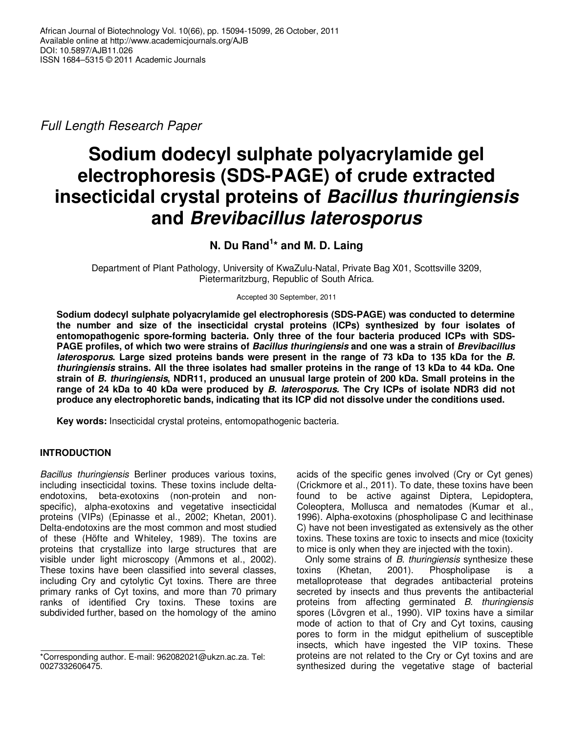*Full Length Research Paper*

# Sodium dodecyl sulphate polyacrylamide gel electrophoresis (SDS-PAGE) of crude extracted insecticidal crystal proteins of *Bacillus thuringiensis* and *Brevibacillus laterosporus*

**N. Du Rand[1]* and M. D. Laing**

Department of Plant Pathology, University of KwaZulu-Natal, Private Bag X01, Scottsville 3209, Pietermaritzburg, Republic of South Africa.

Accepted 30 September, 2011

**Sodium dodecyl sulphate polyacrylamide gel electrophoresis (SDS-PAGE) was conducted to determine the number and size of the insecticidal crystal proteins (ICPs) synthesized by four isolates of entomopathogenic spore-forming bacteria. Only three of the four bacteria produced ICPs with SDS-PAGE profiles, of which two were strains of *Bacillus thuringiensis* and one was a strain of *Brevibacillus laterosporus*. Large sized proteins bands were present in the range of 73 kDa to 135 kDa for the *B. thuringiensis* strains. All the three isolates had smaller proteins in the range of 13 kDa to 44 kDa. One strain of *B. thuringiensis*, NDR11, produced an unusual large protein of 200 kDa. Small proteins in the range of 24 kDa to 40 kDa were produced by *B. laterosporus*. The Cry ICPs of isolate NDR3 did not produce any electrophoretic bands, indicating that its ICP did not dissolve under the conditions used.**

**Key words:** Insecticidal crystal proteins, entomopathogenic bacteria.

## INTRODUCTION

*Bacillus thuringiensis* Berliner produces various toxins, including insecticidal toxins. These toxins include delta-endotoxins, beta-exotoxins (non-protein and non-specific), alpha-exotoxins and vegetative insecticidal proteins (VIPs) (Epinasse et al., 2002; Khetan, 2001). Delta-endotoxins are the most common and most studied of these (Höfte and Whiteley, 1989). The toxins are proteins that crystallize into large structures that are visible under light microscopy (Ammons et al., 2002). These toxins have been classified into several classes, including Cry and cytolytic Cyt toxins. There are three primary ranks of Cyt toxins, and more than 70 primary ranks of identified Cry toxins. These toxins are subdivided further, based on the homology of the amino acids of the specific genes involved (Cry or Cyt genes) (Crickmore et al., 2011). To date, these toxins have been found to be active against Diptera, Lepidoptera, Coleoptera, Mollusca and nematodes (Kumar et al., 1996). Alpha-exotoxins (phospholipase C and lecithinase C) have not been investigated as extensively as the other toxins. These toxins are toxic to insects and mice (toxicity to mice is only when they are injected with the toxin).

Only some strains of *B. thuringiensis* synthesize these toxins (Khetan, 2001). Phospholipase is a metalloprotease that degrades antibacterial proteins secreted by insects and thus prevents the antibacterial proteins from affecting germinated *B. thuringiensis* spores (Lövgren et al., 1990). VIP toxins have a similar mode of action to that of Cry and Cyt toxins, causing pores to form in the midgut epithelium of susceptible insects, which have ingested the VIP toxins. These proteins are not related to the Cry or Cyt toxins and are synthesized during the vegetative stage of bacterial

*Corresponding author. E-mail: 962082021@ukzn.ac.za. Tel: 0027332606475.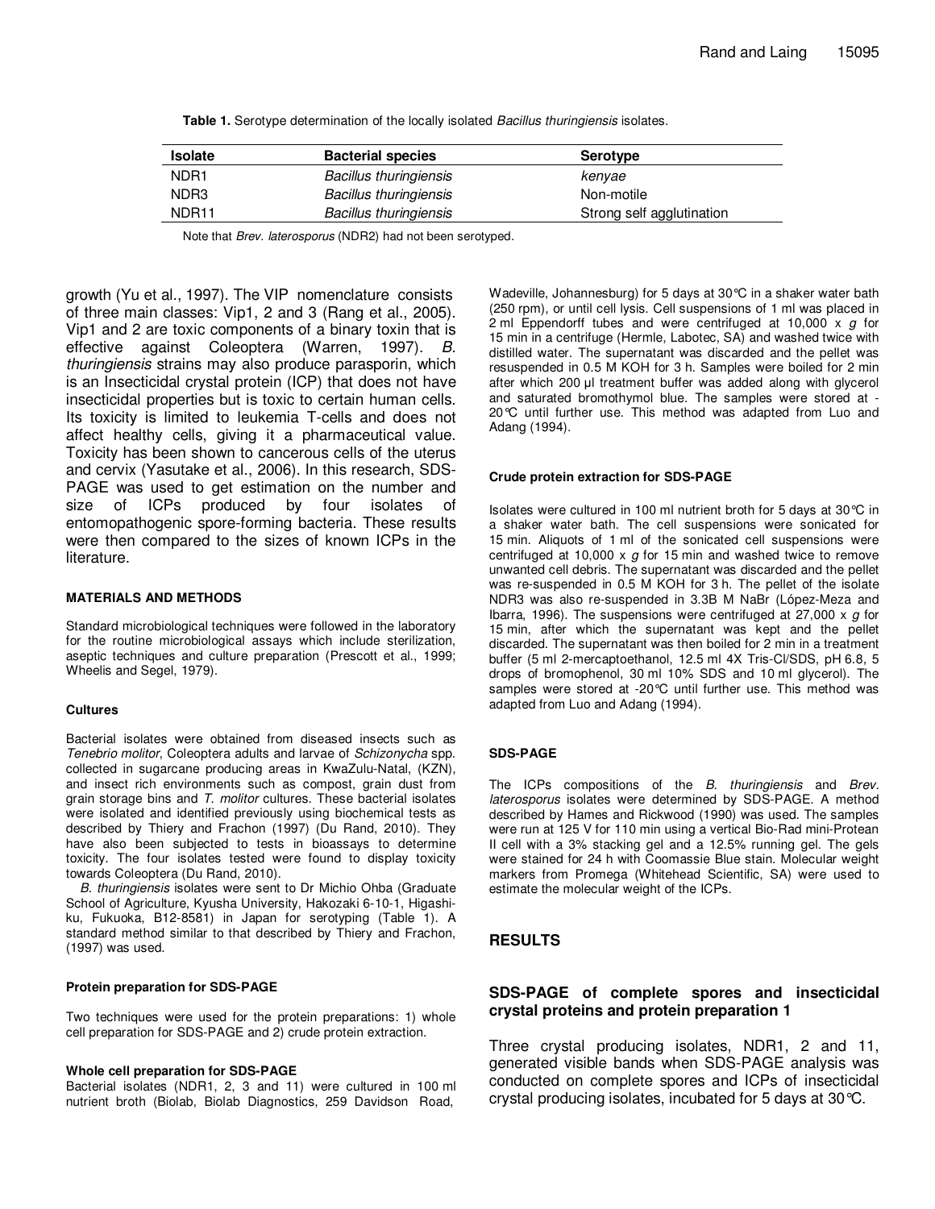**Table 1.** Serotype determination of the locally isolated *Bacillus thuringiensis* isolates.

| Isolate | Bacterial species | Serotype |
|---|---|---|
| NDR1 | *Bacillus thuringiensis* | *kenyae* |
| NDR3 | *Bacillus thuringiensis* | Non-motile |
| NDR11 | *Bacillus thuringiensis* | Strong self agglutination |

Note that *Brev. laterosporus* (NDR2) had not been serotyped.

growth (Yu et al., 1997). The VIP nomenclature consists of three main classes: Vip1, 2 and 3 (Rang et al., 2005). Vip1 and 2 are toxic components of a binary toxin that is effective against Coleoptera (Warren, 1997). *B. thuringiensis* strains may also produce parasporin, which is an Insecticidal crystal protein (ICP) that does not have insecticidal properties but is toxic to certain human cells. Its toxicity is limited to leukemia T-cells and does not affect healthy cells, giving it a pharmaceutical value. Toxicity has been shown to cancerous cells of the uterus and cervix (Yasutake et al., 2006). In this research, SDS-PAGE was used to get estimation on the number and size of ICPs produced by four isolates of entomopathogenic spore-forming bacteria. These results were then compared to the sizes of known ICPs in the literature.

## MATERIALS AND METHODS

Standard microbiological techniques were followed in the laboratory for the routine microbiological assays which include sterilization, aseptic techniques and culture preparation (Prescott et al., 1999; Wheelis and Segel, 1979).

### Cultures

Bacterial isolates were obtained from diseased insects such as *Tenebrio molitor*, Coleoptera adults and larvae of *Schizonycha* spp. collected in sugarcane producing areas in KwaZulu-Natal, (KZN), and insect rich environments such as compost, grain dust from grain storage bins and *T. molitor* cultures. These bacterial isolates were isolated and identified previously using biochemical tests as described by Thiery and Frachon (1997) (Du Rand, 2010). They have also been subjected to tests in bioassays to determine toxicity. The four isolates tested were found to display toxicity towards Coleoptera (Du Rand, 2010).

*B. thuringiensis* isolates were sent to Dr Michio Ohba (Graduate School of Agriculture, Kyusha University, Hakozaki 6-10-1, Higashi-ku, Fukuoka, B12-8581) in Japan for serotyping (Table 1). A standard method similar to that described by Thiery and Frachon, (1997) was used.

### Protein preparation for SDS-PAGE

Two techniques were used for the protein preparations: 1) whole cell preparation for SDS-PAGE and 2) crude protein extraction.

#### Whole cell preparation for SDS-PAGE

Bacterial isolates (NDR1, 2, 3 and 11) were cultured in 100 ml nutrient broth (Biolab, Biolab Diagnostics, 259 Davidson Road, Wadeville, Johannesburg) for 5 days at 30°C in a shaker water bath (250 rpm), or until cell lysis. Cell suspensions of 1 ml was placed in 2 ml Eppendorff tubes and were centrifuged at 10,000 x *g* for 15 min in a centrifuge (Hermle, Labotec, SA) and washed twice with distilled water. The supernatant was discarded and the pellet was resuspended in 0.5 M KOH for 3 h. Samples were boiled for 2 min after which 200 µl treatment buffer was added along with glycerol and saturated bromothymol blue. The samples were stored at -20°C until further use. This method was adapted from Luo and Adang (1994).

### Crude protein extraction for SDS-PAGE

Isolates were cultured in 100 ml nutrient broth for 5 days at 30°C in a shaker water bath. The cell suspensions were sonicated for 15 min. Aliquots of 1 ml of the sonicated cell suspensions were centrifuged at 10,000 x *g* for 15 min and washed twice to remove unwanted cell debris. The supernatant was discarded and the pellet was re-suspended in 0.5 M KOH for 3 h. The pellet of the isolate NDR3 was also re-suspended in 3.3B M NaBr (López-Meza and Ibarra, 1996). The suspensions were centrifuged at 27,000 x *g* for 15 min, after which the supernatant was kept and the pellet discarded. The supernatant was then boiled for 2 min in a treatment buffer (5 ml 2-mercaptoethanol, 12.5 ml 4X Tris-Cl/SDS, pH 6.8, 5 drops of bromophenol, 30 ml 10% SDS and 10 ml glycerol). The samples were stored at -20°C until further use. This method was adapted from Luo and Adang (1994).

### SDS-PAGE

The ICPs compositions of the *B. thuringiensis* and *Brev. laterosporus* isolates were determined by SDS-PAGE. A method described by Hames and Rickwood (1990) was used. The samples were run at 125 V for 110 min using a vertical Bio-Rad mini-Protean II cell with a 3% stacking gel and a 12.5% running gel. The gels were stained for 24 h with Coomassie Blue stain. Molecular weight markers from Promega (Whitehead Scientific, SA) were used to estimate the molecular weight of the ICPs.

## RESULTS

### SDS-PAGE of complete spores and insecticidal crystal proteins and protein preparation 1

Three crystal producing isolates, NDR1, 2 and 11, generated visible bands when SDS-PAGE analysis was conducted on complete spores and ICPs of insecticidal crystal producing isolates, incubated for 5 days at 30°C.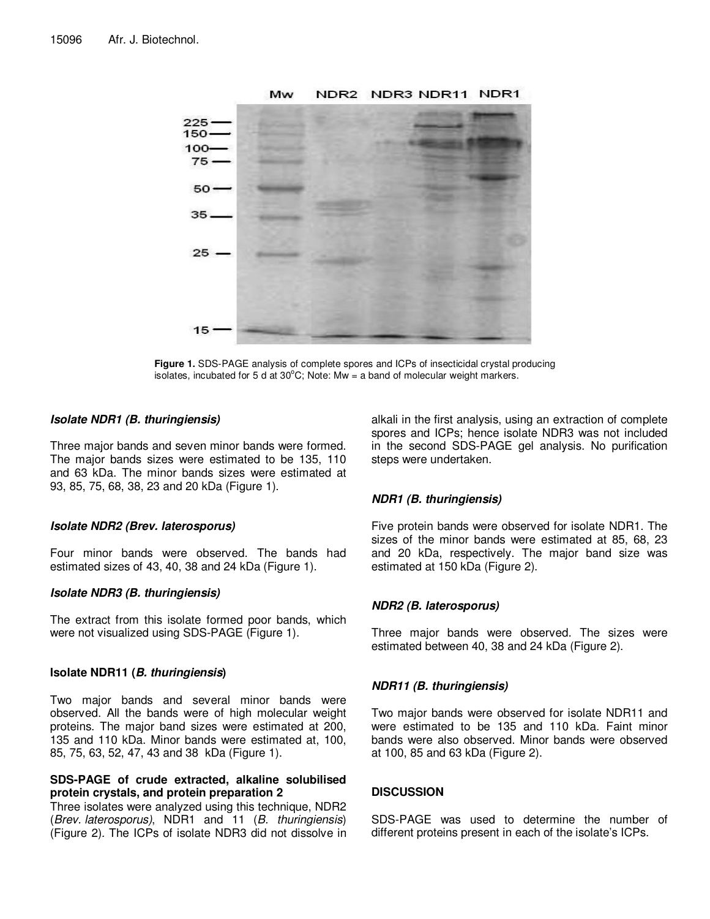**Figure 1.** SDS-PAGE analysis of complete spores and ICPs of insecticidal crystal producing isolates, incubated for 5 d at 30°C; Note: Mw = a band of molecular weight markers.

### *Isolate NDR1 (B. thuringiensis)*

Three major bands and seven minor bands were formed. The major bands sizes were estimated to be 135, 110 and 63 kDa. The minor bands sizes were estimated at 93, 85, 75, 68, 38, 23 and 20 kDa (Figure 1).

### *Isolate NDR2 (Brev. laterosporus)*

Four minor bands were observed. The bands had estimated sizes of 43, 40, 38 and 24 kDa (Figure 1).

### *Isolate NDR3 (B. thuringiensis)*

The extract from this isolate formed poor bands, which were not visualized using SDS-PAGE (Figure 1).

### Isolate NDR11 (*B. thuringiensis*)

Two major bands and several minor bands were observed. All the bands were of high molecular weight proteins. The major band sizes were estimated at 200, 135 and 110 kDa. Minor bands were estimated at, 100, 85, 75, 63, 52, 47, 43 and 38 kDa (Figure 1).

### SDS-PAGE of crude extracted, alkaline solubilised protein crystals, and protein preparation 2

Three isolates were analyzed using this technique, NDR2 (*Brev. laterosporus*), NDR1 and 11 (*B. thuringiensis*) (Figure 2). The ICPs of isolate NDR3 did not dissolve in alkali in the first analysis, using an extraction of complete spores and ICPs; hence isolate NDR3 was not included in the second SDS-PAGE gel analysis. No purification steps were undertaken.

### *NDR1 (B. thuringiensis)*

Five protein bands were observed for isolate NDR1. The sizes of the minor bands were estimated at 85, 68, 23 and 20 kDa, respectively. The major band size was estimated at 150 kDa (Figure 2).

### *NDR2 (B. laterosporus)*

Three major bands were observed. The sizes were estimated between 40, 38 and 24 kDa (Figure 2).

### *NDR11 (B. thuringiensis)*

Two major bands were observed for isolate NDR11 and were estimated to be 135 and 110 kDa. Faint minor bands were also observed. Minor bands were observed at 100, 85 and 63 kDa (Figure 2).

## DISCUSSION

SDS-PAGE was used to determine the number of different proteins present in each of the isolate's ICPs.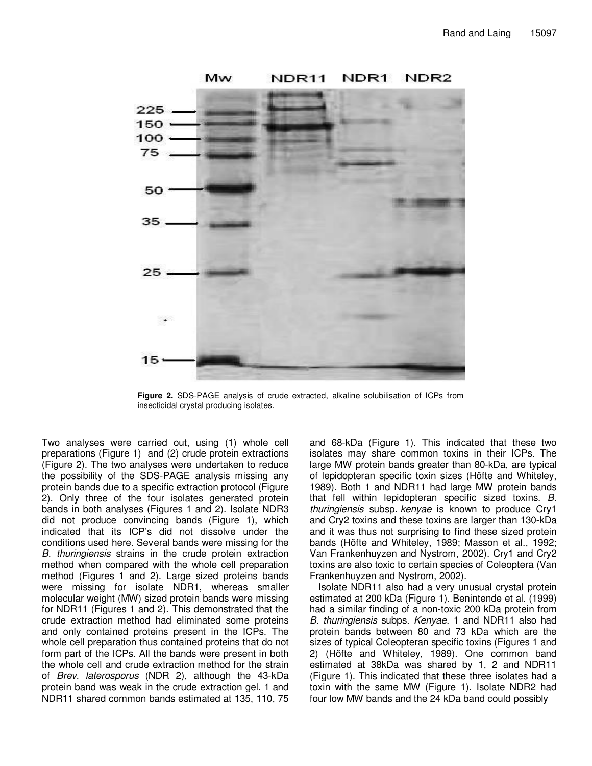**Figure 2.** SDS-PAGE analysis of crude extracted, alkaline solubilisation of ICPs from insecticidal crystal producing isolates.

Two analyses were carried out, using (1) whole cell preparations (Figure 1) and (2) crude protein extractions (Figure 2). The two analyses were undertaken to reduce the possibility of the SDS-PAGE analysis missing any protein bands due to a specific extraction protocol (Figure 2). Only three of the four isolates generated protein bands in both analyses (Figures 1 and 2). Isolate NDR3 did not produce convincing bands (Figure 1), which indicated that its ICP's did not dissolve under the conditions used here. Several bands were missing for the *B. thuringiensis* strains in the crude protein extraction method when compared with the whole cell preparation method (Figures 1 and 2). Large sized proteins bands were missing for isolate NDR1, whereas smaller molecular weight (MW) sized protein bands were missing for NDR11 (Figures 1 and 2). This demonstrated that the crude extraction method had eliminated some proteins and only contained proteins present in the ICPs. The whole cell preparation thus contained proteins that do not form part of the ICPs. All the bands were present in both the whole cell and crude extraction method for the strain of *Brev. laterosporus* (NDR 2), although the 43-kDa protein band was weak in the crude extraction gel. 1 and NDR11 shared common bands estimated at 135, 110, 75 and 68-kDa (Figure 1). This indicated that these two isolates may share common toxins in their ICPs. The large MW protein bands greater than 80-kDa, are typical of lepidopteran specific toxin sizes (Höfte and Whiteley, 1989). Both 1 and NDR11 had large MW protein bands that fell within lepidopteran specific sized toxins. *B. thuringiensis* subsp. *kenyae* is known to produce Cry1 and Cry2 toxins and these toxins are larger than 130-kDa and it was thus not surprising to find these sized protein bands (Höfte and Whiteley, 1989; Masson et al., 1992; Van Frankenhuyzen and Nystrom, 2002). Cry1 and Cry2 toxins are also toxic to certain species of Coleoptera (Van Frankenhuyzen and Nystrom, 2002).

Isolate NDR11 also had a very unusual crystal protein estimated at 200 kDa (Figure 1). Benintende et al. (1999) had a similar finding of a non-toxic 200 kDa protein from *B. thuringiensis* subps. *Kenyae*. 1 and NDR11 also had protein bands between 80 and 73 kDa which are the sizes of typical Coleopteran specific toxins (Figures 1 and 2) (Höfte and Whiteley, 1989). One common band estimated at 38kDa was shared by 1, 2 and NDR11 (Figure 1). This indicated that these three isolates had a toxin with the same MW (Figure 1). Isolate NDR2 had four low MW bands and the 24 kDa band could possibly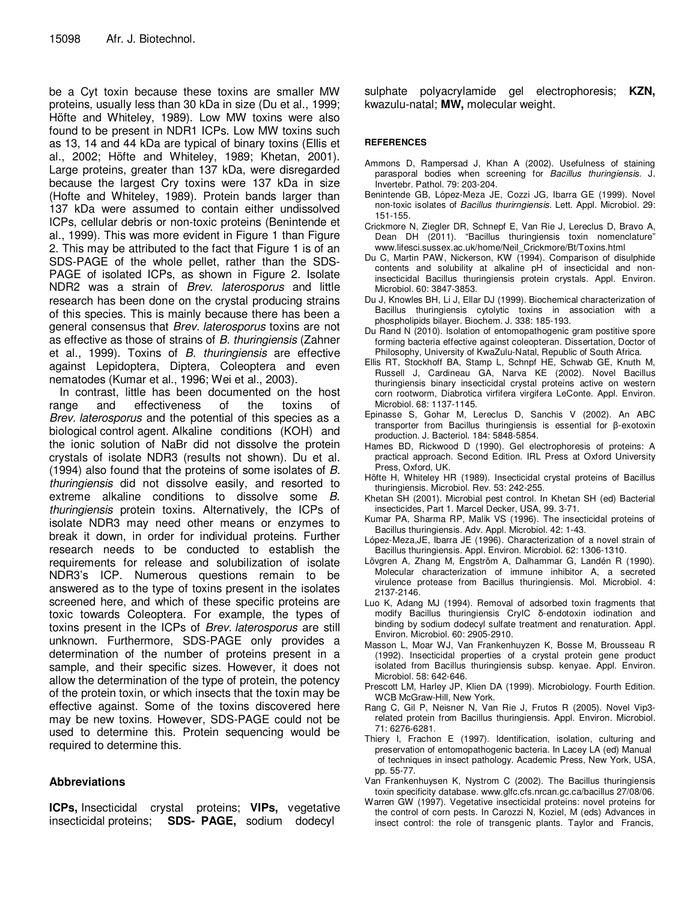be a Cyt toxin because these toxins are smaller MW proteins, usually less than 30 kDa in size (Du et al., 1999; Höfte and Whiteley, 1989). Low MW toxins were also found to be present in NDR1 ICPs. Low MW toxins such as 13, 14 and 44 kDa are typical of binary toxins (Ellis et al., 2002; Höfte and Whiteley, 1989; Khetan, 2001). Large proteins, greater than 137 kDa, were disregarded because the largest Cry toxins were 137 kDa in size (Hofte and Whiteley, 1989). Protein bands larger than 137 kDa were assumed to contain either undissolved ICPs, cellular debris or non-toxic proteins (Benintende et al., 1999). This was more evident in Figure 1 than Figure 2. This may be attributed to the fact that Figure 1 is of an SDS-PAGE of the whole pellet, rather than the SDS-PAGE of isolated ICPs, as shown in Figure 2. Isolate NDR2 was a strain of *Brev. laterosporus* and little research has been done on the crystal producing strains of this species. This is mainly because there has been a general consensus that *Brev. laterosporus* toxins are not as effective as those of strains of *B. thuringiensis* (Zahner et al., 1999). Toxins of *B. thuringiensis* are effective against Lepidoptera, Diptera, Coleoptera and even nematodes (Kumar et al., 1996; Wei et al., 2003).

In contrast, little has been documented on the host range and effectiveness of the toxins of *Brev. laterosporus* and the potential of this species as a biological control agent. Alkaline conditions (KOH) and the ionic solution of NaBr did not dissolve the protein crystals of isolate NDR3 (results not shown). Du et al. (1994) also found that the proteins of some isolates of *B. thuringiensis* did not dissolve easily, and resorted to extreme alkaline conditions to dissolve some *B. thuringiensis* protein toxins. Alternatively, the ICPs of isolate NDR3 may need other means or enzymes to break it down, in order for individual proteins. Further research needs to be conducted to establish the requirements for release and solubilization of isolate NDR3's ICP. Numerous questions remain to be answered as to the type of toxins present in the isolates screened here, and which of these specific proteins are toxic towards Coleoptera. For example, the types of toxins present in the ICPs of *Brev. laterosporus* are still unknown. Furthermore, SDS-PAGE only provides a determination of the number of proteins present in a sample, and their specific sizes. However, it does not allow the determination of the type of protein, the potency of the protein toxin, or which insects that the toxin may be effective against. Some of the toxins discovered here may be new toxins. However, SDS-PAGE could not be used to determine this. Protein sequencing would be required to determine this.

## Abbreviations

**ICPs,** Insecticidal crystal proteins; **VIPs,** vegetative insecticidal proteins; **SDS- PAGE,** sodium dodecyl sulphate polyacrylamide gel electrophoresis; **KZN,** kwazulu-natal; **MW,** molecular weight.

## REFERENCES

Ammons D, Rampersad J, Khan A (2002). Usefulness of staining parasporal bodies when screening for *Bacillus thuringiensis*. J. Invertebr. Pathol. 79: 203-204.

Benintende GB, López-Meza JE, Cozzi JG, Ibarra GE (1999). Novel non-toxic isolates of *Bacillus thurirngiensis*. Lett. Appl. Microbiol. 29: 151-155.

Crickmore N, Ziegler DR, Schnepf E, Van Rie J, Lereclus D, Bravo A, Dean DH (2011). "Bacillus thuringiensis toxin nomenclature" www.lifesci.sussex.ac.uk/home/Neil_Crickmore/Bt/Toxins.html

Du C, Martin PAW, Nickerson, KW (1994). Comparison of disulphide contents and solubility at alkaline pH of insecticidal and non-insecticidal Bacillus thuringiensis protein crystals. Appl. Environ. Microbiol. 60: 3847-3853.

Du J, Knowles BH, Li J, Ellar DJ (1999). Biochemical characterization of Bacillus thuringiensis cytolytic toxins in association with a phospholipids bilayer. Biochem. J. 338: 185-193.

Du Rand N (2010). Isolation of entomopathogenic spore forming bacteria effective against coleopteran. Dissertation, Doctor of Philosophy, University of KwaZulu-Natal, Republic of South Africa.

Ellis RT, Stockhoff BA, Stamp L, Schnpf HE, Schwab GE, Knuth M, Russell J, Cardineau GA, Narva KE (2002). Novel Bacillus thuringiensis binary insecticidal crystal proteins active on western corn rootworm, Diabrotica virfifera virgifera LeConte. Appl. Environ. Microbiol. 68: 1137-1145.

Epinasse S, Gohar M, Lereclus D, Sanchis V (2002). An ABC transporter from Bacillus thuringiensis is essential for β-exotoxin production. J. Bacteriol. 184: 5848-5854.

Hames BD, Rickwood D (1990). Gel electrophoresis of proteins: A practical approach. Second Edition. IRL Press at Oxford University Press, Oxford, UK.

Hőfte H, Whiteley HR (1989). Insecticidal crystal proteins of Bacillus thuringiensis. Microbiol. Rev. 53: 242-255.

Khetan SH (2001). Microbial pest control. In Khetan SH (ed) Bacterial insecticides, Part 1. Marcel Decker, USA, 99. 3-71.

Kumar PA, Sharma RP, Malik VS (1996). The insecticidal proteins of Bacillus thuringiensis. Adv. Appl. Microbiol. 42: 1-43.

López-Meza,JE, Ibarra JE (1996). Characterization of a novel strain of Bacillus thuringiensis. Appl. Environ. Microbiol. 62: 1306-1310.

Lövgren A, Zhang M, Engström A, Dalhammar G, Landén R (1990). Molecular characterization of immune inhibitor A, a secreted virulence protease from Bacillus thuringiensis. Mol. Microbiol. 4: 2137-2146.

Luo K, Adang MJ (1994). Removal of adsorbed toxin fragments that modify Bacillus thuringiensis CryIC δ-endotoxin iodination and binding by sodium dodecyl sulfate treatment and renaturation. Appl. Environ. Microbiol. 60: 2905-2910.

Masson L, Moar WJ, Van Frankenhuyzen K, Bosse M, Brousseau R (1992). Insecticidal properties of a crystal protein gene product isolated from Bacillus thuringiensis subsp. kenyae. Appl. Environ. Microbiol. 58: 642-646.

Prescott LM, Harley JP, Klien DA (1999). Microbiology. Fourth Edition. WCB McGraw-Hill, New York.

Rang C, Gil P, Neisner N, Van Rie J, Frutos R (2005). Novel Vip3-related protein from Bacillus thuringiensis. Appl. Environ. Microbiol. 71: 6276-6281.

Thiery I, Frachon E (1997). Identification, isolation, culturing and preservation of entomopathogenic bacteria. In Lacey LA (ed) Manual of techniques in insect pathology. Academic Press, New York, USA, pp. 55-77.

Van Frankenhuysen K, Nystrom C (2002). The Bacillus thuringiensis toxin specificity database. www.glfc.cfs.nrcan.gc.ca/bacillus 27/08/06.

Warren GW (1997). Vegetative insecticidal proteins: novel proteins for the control of corn pests. In Carozzi N, Koziel, M (eds) Advances in insect control: the role of transgenic plants. Taylor and Francis,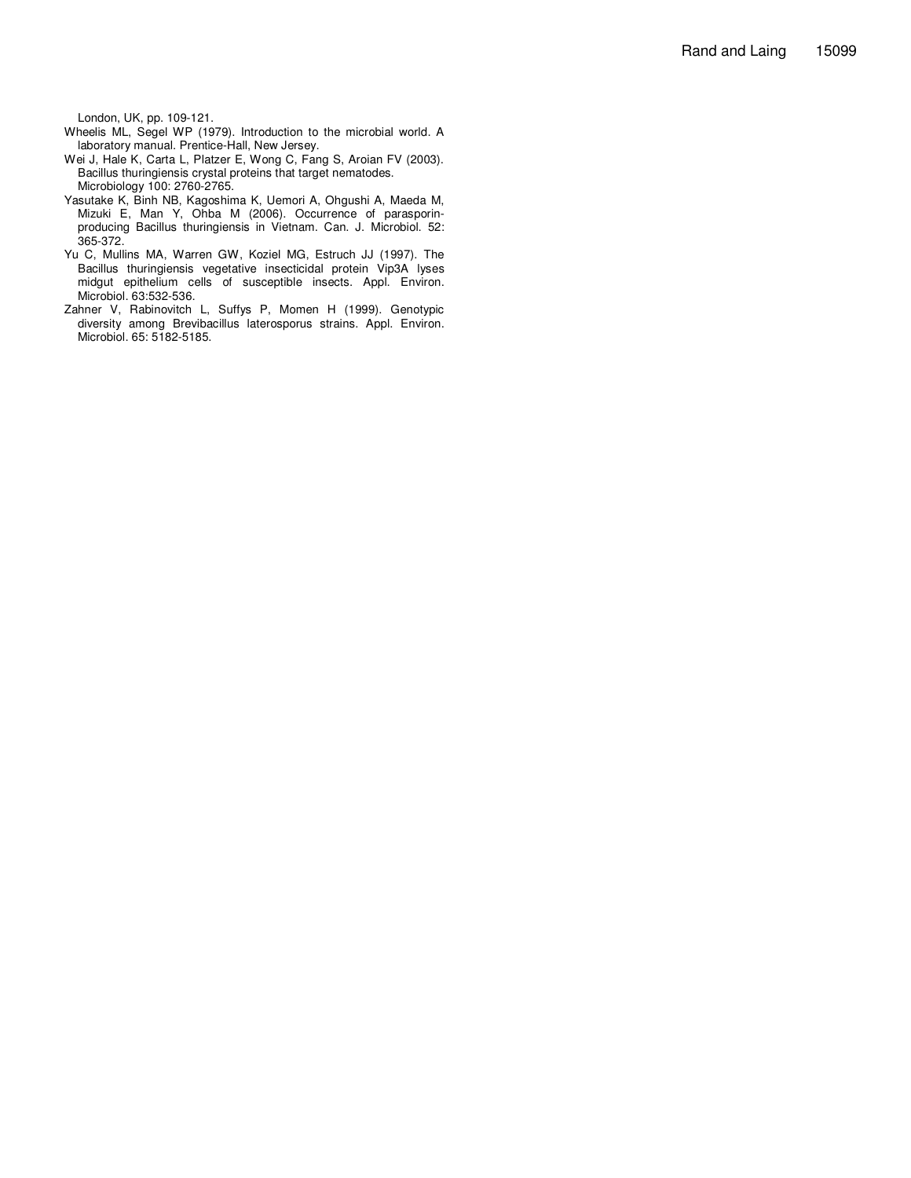London, UK, pp. 109-121.

Wheelis ML, Segel WP (1979). Introduction to the microbial world. A laboratory manual. Prentice-Hall, New Jersey.

Wei J, Hale K, Carta L, Platzer E, Wong C, Fang S, Aroian FV (2003). Bacillus thuringiensis crystal proteins that target nematodes. Microbiology 100: 2760-2765.

Yasutake K, Binh NB, Kagoshima K, Uemori A, Ohgushi A, Maeda M, Mizuki E, Man Y, Ohba M (2006). Occurrence of parasporin-producing Bacillus thuringiensis in Vietnam. Can. J. Microbiol. 52: 365-372.

Yu C, Mullins MA, Warren GW, Koziel MG, Estruch JJ (1997). The Bacillus thuringiensis vegetative insecticidal protein Vip3A lyses midgut epithelium cells of susceptible insects. Appl. Environ. Microbiol. 63:532-536.

Zahner V, Rabinovitch L, Suffys P, Momen H (1999). Genotypic diversity among Brevibacillus laterosporus strains. Appl. Environ. Microbiol. 65: 5182-5185.